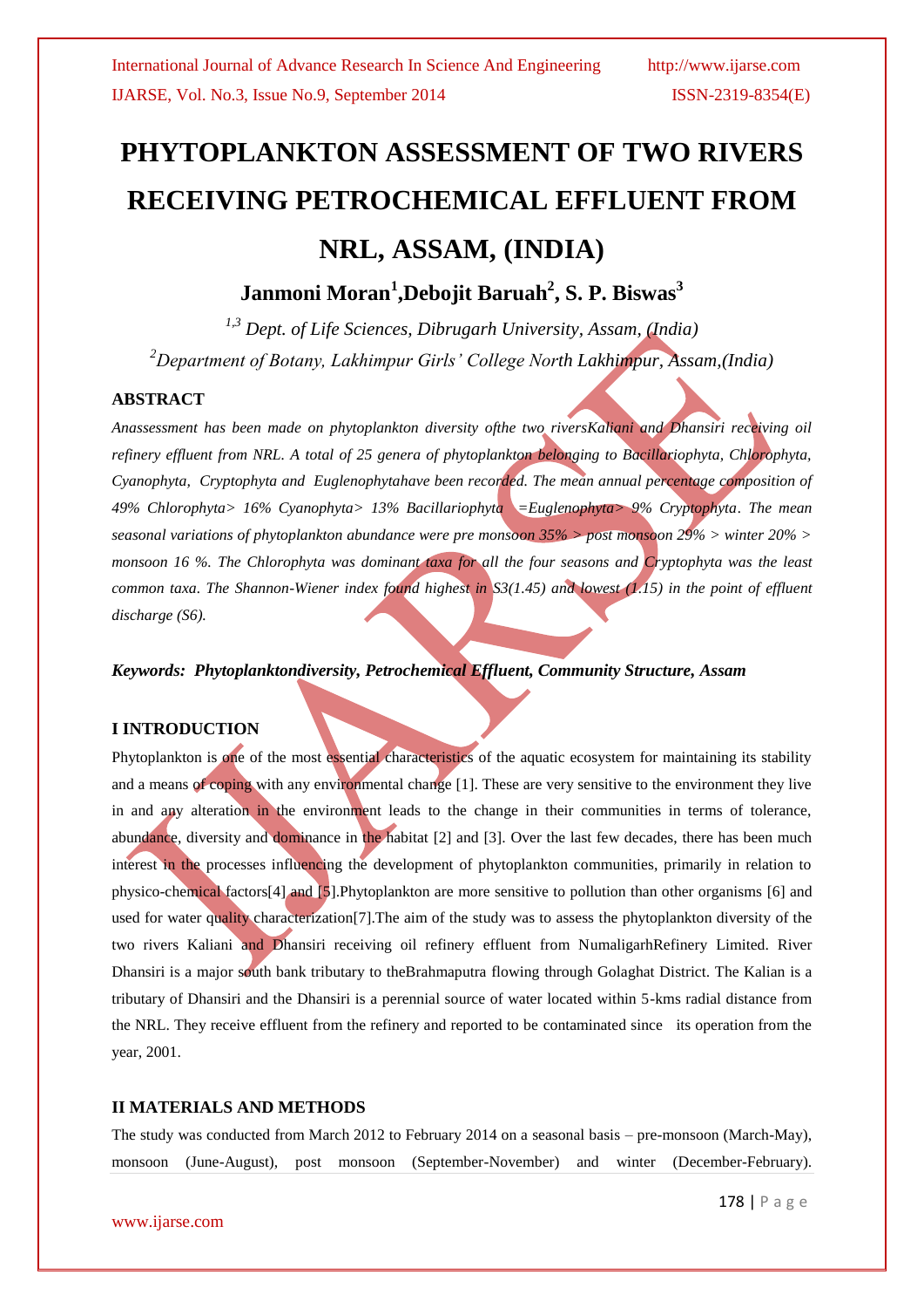# PHYTOPLANKTON ASSESSMENT OF TWO RIVERS RECEIVING PETROCHEMICAL EFFLUENT FROM NRL, ASSAM, (INDIA)

**Janmoni Moran[1],Debojit Baruah[2], S. P. Biswas[3]**

*[1,3] Dept. of Life Sciences, Dibrugarh University, Assam, (India)*

*[2]Department of Botany, Lakhimpur Girls' College North Lakhimpur, Assam,(India)*

## ABSTRACT

*Anassessment has been made on phytoplankton diversity ofthe two riversKaliani and Dhansiri receiving oil refinery effluent from NRL. A total of 25 genera of phytoplankton belonging to Bacillariophyta, Chlorophyta, Cyanophyta, Cryptophyta and Euglenophytahave been recorded. The mean annual percentage composition of 49% Chlorophyta> 16% Cyanophyta> 13% Bacillariophyta =Euglenophyta> 9% Cryptophyta. The mean seasonal variations of phytoplankton abundance were pre monsoon 35% > post monsoon 29% > winter 20% > monsoon 16 %. The Chlorophyta was dominant taxa for all the four seasons and Cryptophyta was the least common taxa. The Shannon-Wiener index found highest in S3(1.45) and lowest (1.15) in the point of effluent discharge (S6).*

***Keywords: Phytoplanktondiversity, Petrochemical Effluent, Community Structure, Assam***

## I INTRODUCTION

Phytoplankton is one of the most essential characteristics of the aquatic ecosystem for maintaining its stability and a means of coping with any environmental change [1]. These are very sensitive to the environment they live in and any alteration in the environment leads to the change in their communities in terms of tolerance, abundance, diversity and dominance in the habitat [2] and [3]. Over the last few decades, there has been much interest in the processes influencing the development of phytoplankton communities, primarily in relation to physico-chemical factors[4] and [5].Phytoplankton are more sensitive to pollution than other organisms [6] and used for water quality characterization[7].The aim of the study was to assess the phytoplankton diversity of the two rivers Kaliani and Dhansiri receiving oil refinery effluent from NumaligarhRefinery Limited. River Dhansiri is a major south bank tributary to theBrahmaputra flowing through Golaghat District. The Kalian is a tributary of Dhansiri and the Dhansiri is a perennial source of water located within 5-kms radial distance from the NRL. They receive effluent from the refinery and reported to be contaminated since its operation from the year, 2001.

## II MATERIALS AND METHODS

The study was conducted from March 2012 to February 2014 on a seasonal basis – pre-monsoon (March-May), monsoon (June-August), post monsoon (September-November) and winter (December-February).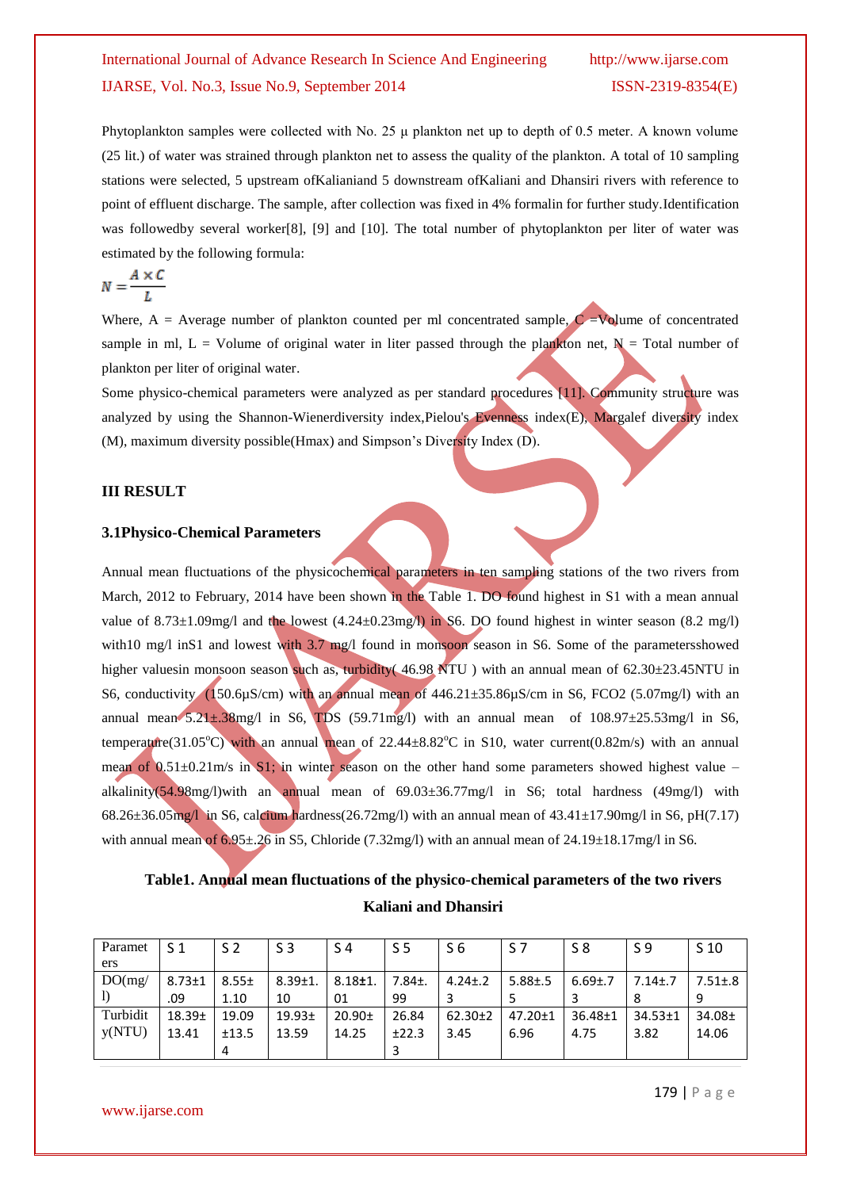Phytoplankton samples were collected with No. 25 μ plankton net up to depth of 0.5 meter. A known volume (25 lit.) of water was strained through plankton net to assess the quality of the plankton. A total of 10 sampling stations were selected, 5 upstream ofKalianiand 5 downstream ofKaliani and Dhansiri rivers with reference to point of effluent discharge. The sample, after collection was fixed in 4% formalin for further study.Identification was followedby several worker[8], [9] and [10]. The total number of phytoplankton per liter of water was estimated by the following formula:

$$N = \frac{A \times C}{L}$$

Where, A = Average number of plankton counted per ml concentrated sample, C =Volume of concentrated sample in ml, L = Volume of original water in liter passed through the plankton net, N = Total number of plankton per liter of original water.

Some physico-chemical parameters were analyzed as per standard procedures [11]. Community structure was analyzed by using the Shannon-Wienerdiversity index,Pielou's Evenness index(E), Margalef diversity index (M), maximum diversity possible(Hmax) and Simpson's Diversity Index (D).

## III RESULT

### 3.1Physico-Chemical Parameters

Annual mean fluctuations of the physicochemical parameters in ten sampling stations of the two rivers from March, 2012 to February, 2014 have been shown in the Table 1. DO found highest in S1 with a mean annual value of 8.73±1.09mg/l and the lowest (4.24±0.23mg/l) in S6. DO found highest in winter season (8.2 mg/l) with10 mg/l inS1 and lowest with 3.7 mg/l found in monsoon season in S6. Some of the parametersshowed higher valuesin monsoon season such as, turbidity( 46.98 NTU ) with an annual mean of 62.30±23.45NTU in S6, conductivity (150.6μS/cm) with an annual mean of 446.21±35.86μS/cm in S6, $FCO_2$ (5.07mg/l) with an annual mean 5.21±.38mg/l in S6, TDS (59.71mg/l) with an annual mean of 108.97±25.53mg/l in S6, temperature(31.05°C) with an annual mean of 22.44±8.82°C in S10, water current(0.82m/s) with an annual mean of 0.51±0.21m/s in S1; in winter season on the other hand some parameters showed highest value – alkalinity(54.98mg/l)with an annual mean of 69.03±36.77mg/l in S6; total hardness (49mg/l) with 68.26±36.05mg/l in S6, calcium hardness(26.72mg/l) with an annual mean of 43.41±17.90mg/l in S6, pH(7.17) with annual mean of 6.95±.26 in S5, Chloride (7.32mg/l) with an annual mean of 24.19±18.17mg/l in S6.

**Table1. Annual mean fluctuations of the physico-chemical parameters of the two rivers Kaliani and Dhansiri**

| Parameters | S 1 | S 2 | S 3 | S 4 | S 5 | S 6 | S 7 | S 8 | S 9 | S 10 |
|---|---|---|---|---|---|---|---|---|---|---|
| DO(mg/l) | 8.73±1.09 | 8.55±1.10 | 8.39±1.10 | 8.18±1.01 | 7.84±.99 | 4.24±.23 | 5.88±.55 | 6.69±.73 | 7.14±.78 | 7.51±.89 |
| Turbidity(NTU) | 18.39±13.41 | 19.09±13.54 | 19.93±13.59 | 20.90±14.25 | 26.84±22.33 | 62.30±23.45 | 47.20±16.96 | 36.48±14.75 | 34.53±13.82 | 34.08±14.06 |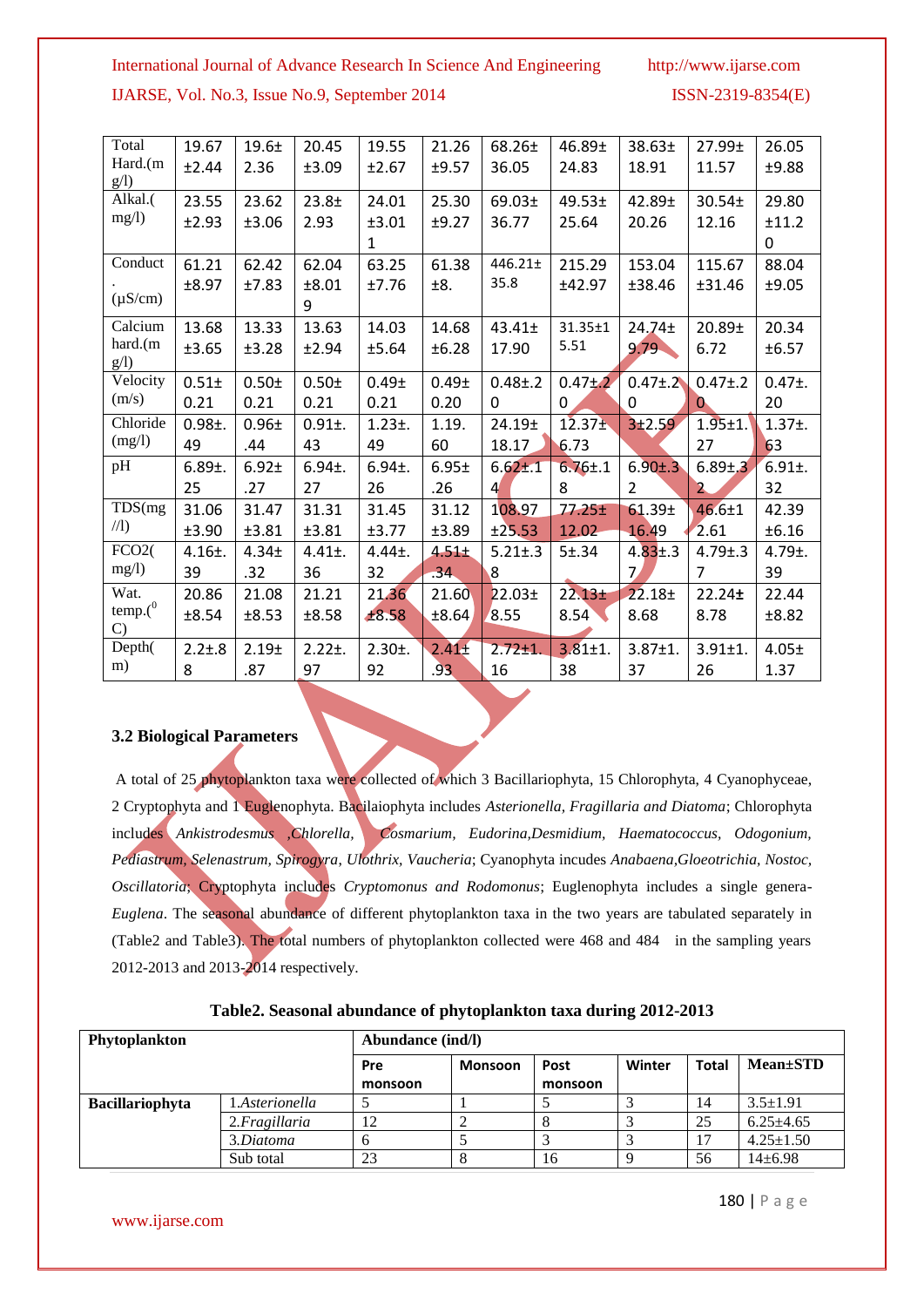| Total Hard.(mg/l) | 19.67 ±2.44 | 19.6± 2.36 | 20.45 ±3.09 | 19.55 ±2.67 | 21.26 ±9.57 | 68.26± 36.05 | 46.89± 24.83 | 38.63± 18.91 | 27.99± 11.57 | 26.05 ±9.88 |
|---|---|---|---|---|---|---|---|---|---|---|
| Alkal.(mg/l) | 23.55 ±2.93 | 23.62 ±3.06 | 23.8± 2.93 | 24.01 ±3.011 | 25.30 ±9.27 | 69.03± 36.77 | 49.53± 25.64 | 42.89± 20.26 | 30.54± 12.16 | 29.80 ±11.20 |
| Conduct. (µS/cm) | 61.21 ±8.97 | 62.42 ±7.83 | 62.04 ±8.019 | 63.25 ±7.76 | 61.38 ±8. | 446.21± 35.8 | 215.29 ±42.97 | 153.04 ±38.46 | 115.67 ±31.46 | 88.04 ±9.05 |
| Calcium hard.(mg/l) | 13.68 ±3.65 | 13.33 ±3.28 | 13.63 ±2.94 | 14.03 ±5.64 | 14.68 ±6.28 | 43.41± 17.90 | 31.35±15.51 | 24.74± 9.79 | 20.89± 6.72 | 20.34 ±6.57 |
| Velocity (m/s) | 0.51± 0.21 | 0.50± 0.21 | 0.50± 0.21 | 0.49± 0.21 | 0.49± 0.20 | 0.48±.20 | 0.47±.20 | 0.47±.20 | 0.47±.20 | 0.47±.20 |
| Chloride (mg/l) | 0.98±.49 | 0.96± .44 | 0.91±.43 | 1.23±.49 | 1.19.60 | 24.19± 18.17 | 12.37± 6.73 | 3±2.59 | 1.95±1.27 | 1.37±.63 |
| pH | 6.89±.25 | 6.92± .27 | 6.94±.27 | 6.94±.26 | 6.95± .26 | 6.62±.14 | 6.76±.18 | 6.90±.32 | 6.89±.32 | 6.91±.32 |
| TDS(mg//l) | 31.06 ±3.90 | 31.47 ±3.81 | 31.31 ±3.81 | 31.45 ±3.77 | 31.12 ±3.89 | 108.97 ±25.53 | 77.25± 12.02 | 61.39± 16.49 | 46.6±12.61 | 42.39 ±6.16 |
| FCO2(mg/l) | 4.16±.39 | 4.34± .32 | 4.41±.36 | 4.44±.32 | 4.51± .34 | 5.21±.38 | 5±.34 | 4.83±.37 | 4.79±.37 | 4.79±.39 |
| Wat. temp.(⁰C) | 20.86 ±8.54 | 21.08 ±8.53 | 21.21 ±8.58 | 21.36 ±8.58 | 21.60 ±8.64 | 22.03± 8.55 | 22.13± 8.54 | 22.18± 8.68 | 22.24± 8.78 | 22.44 ±8.82 |
| Depth(m) | 2.2±.88 | 2.19± .87 | 2.22±.97 | 2.30±.92 | 2.41± .93 | 2.72±1.16 | 3.81±1.38 | 3.87±1.37 | 3.91±1.26 | 4.05± 1.37 |

### 3.2 Biological Parameters

A total of 25 phytoplankton taxa were collected of which 3 Bacillariophyta, 15 Chlorophyta, 4 Cyanophyceae, 2 Cryptophyta and 1 Euglenophyta. Bacilaiophyta includes *Asterionella, Fragillaria and Diatoma*; Chlorophyta includes *Ankistrodesmus ,Chlorella, Cosmarium, Eudorina,Desmidium, Haematococcus, Odogonium, Pediastrum, Selenastrum, Spirogyra, Ulothrix, Vaucheria*; Cyanophyta incudes *Anabaena,Gloeotrichia, Nostoc, Oscillatoria*; Cryptophyta includes *Cryptomonus and Rodomonus*; Euglenophyta includes a single genera-*Euglena*. The seasonal abundance of different phytoplankton taxa in the two years are tabulated separately in (Table2 and Table3). The total numbers of phytoplankton collected were 468 and 484 in the sampling years 2012-2013 and 2013-2014 respectively.

**Table2. Seasonal abundance of phytoplankton taxa during 2012-2013**

| Phytoplankton | | Abundance (ind/l) | | | | | |
|---|---|---|---|---|---|---|---|
| | | Pre monsoon | Monsoon | Post monsoon | Winter | Total | Mean±STD |
| **Bacillariophyta** | 1.*Asterionella* | 5 | 1 | 5 | 3 | 14 | 3.5±1.91 |
| | 2.*Fragillaria* | 12 | 2 | 8 | 3 | 25 | 6.25±4.65 |
| | 3.*Diatoma* | 6 | 5 | 3 | 3 | 17 | 4.25±1.50 |
| | Sub total | 23 | 8 | 16 | 9 | 56 | 14±6.98 |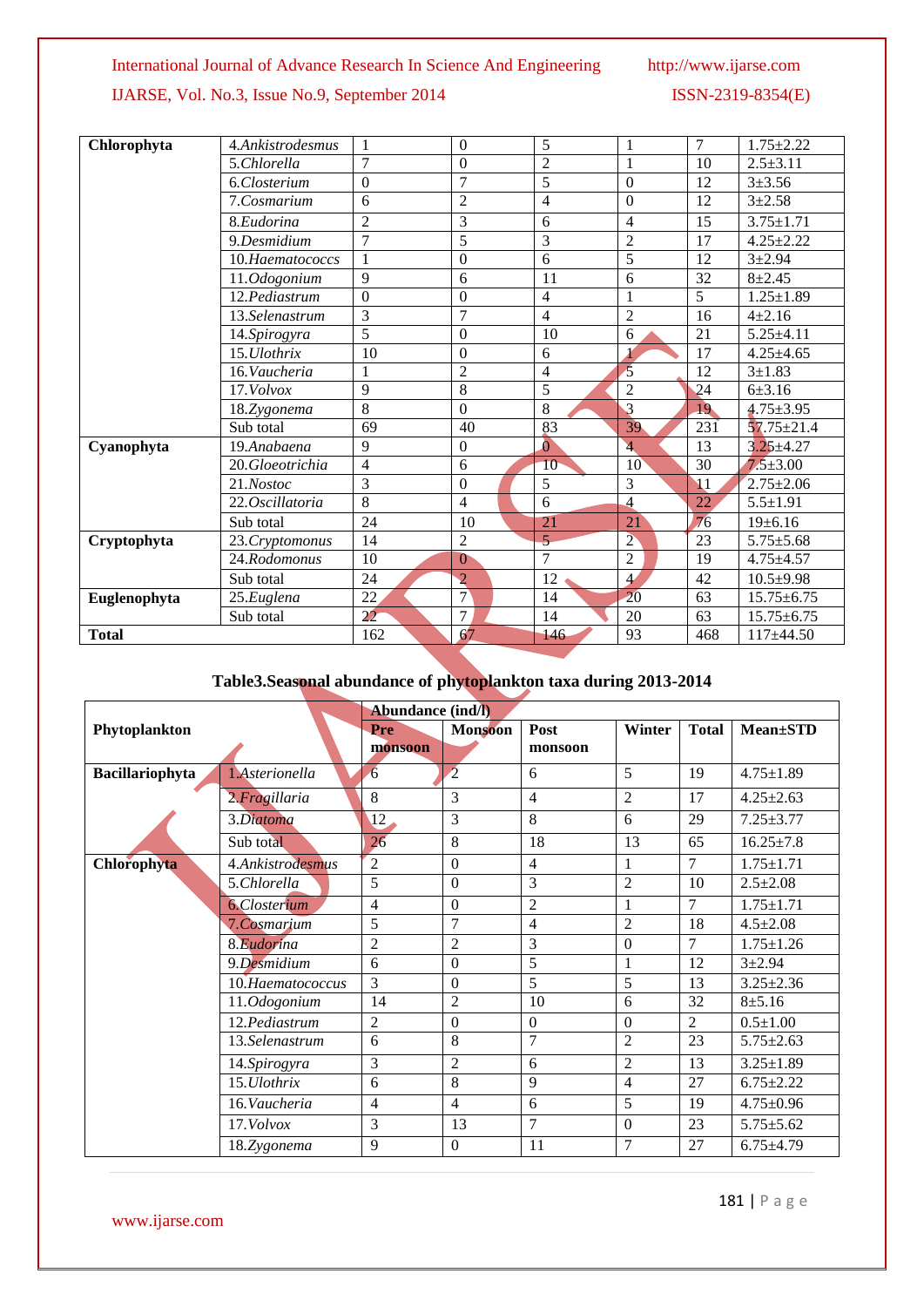| Chlorophyta | 4.*Ankistrodesmus* | 1 | 0 | 5 | 1 | 7 | 1.75±2.22 |
|---|---|---|---|---|---|---|---|
| | 5.*Chlorella* | 7 | 0 | 2 | 1 | 10 | 2.5±3.11 |
| | 6.*Closterium* | 0 | 7 | 5 | 0 | 12 | 3±3.56 |
| | 7.*Cosmarium* | 6 | 2 | 4 | 0 | 12 | 3±2.58 |
| | 8.*Eudorina* | 2 | 3 | 6 | 4 | 15 | 3.75±1.71 |
| | 9.*Desmidium* | 7 | 5 | 3 | 2 | 17 | 4.25±2.22 |
| | 10.*Haematococcs* | 1 | 0 | 6 | 5 | 12 | 3±2.94 |
| | 11.*Odogonium* | 9 | 6 | 11 | 6 | 32 | 8±2.45 |
| | 12.*Pediastrum* | 0 | 0 | 4 | 1 | 5 | 1.25±1.89 |
| | 13.*Selenastrum* | 3 | 7 | 4 | 2 | 16 | 4±2.16 |
| | 14.*Spirogyra* | 5 | 0 | 10 | 6 | 21 | 5.25±4.11 |
| | 15.*Ulothrix* | 10 | 0 | 6 | 1 | 17 | 4.25±4.65 |
| | 16.*Vaucheria* | 1 | 2 | 4 | 5 | 12 | 3±1.83 |
| | 17.*Volvox* | 9 | 8 | 5 | 2 | 24 | 6±3.16 |
| | 18.*Zygonema* | 8 | 0 | 8 | 3 | 19 | 4.75±3.95 |
| | Sub total | 69 | 40 | 83 | 39 | 231 | 57.75±21.4 |
| **Cyanophyta** | 19.*Anabaena* | 9 | 0 | 0 | 4 | 13 | 3.25±4.27 |
| | 20.*Gloeotrichia* | 4 | 6 | 10 | 10 | 30 | 7.5±3.00 |
| | 21.*Nostoc* | 3 | 0 | 5 | 3 | 11 | 2.75±2.06 |
| | 22.*Oscillatoria* | 8 | 4 | 6 | 4 | 22 | 5.5±1.91 |
| | Sub total | 24 | 10 | 21 | 21 | 76 | 19±6.16 |
| **Cryptophyta** | 23.*Cryptomonus* | 14 | 2 | 5 | 2 | 23 | 5.75±5.68 |
| | 24.*Rodomonus* | 10 | 0 | 7 | 2 | 19 | 4.75±4.57 |
| | Sub total | 24 | 2 | 12 | 4 | 42 | 10.5±9.98 |
| **Euglenophyta** | 25.*Euglena* | 22 | 7 | 14 | 20 | 63 | 15.75±6.75 |
| | Sub total | 22 | 7 | 14 | 20 | 63 | 15.75±6.75 |
| **Total** | | 162 | 67 | 146 | 93 | 468 | 117±44.50 |

**Table3.Seasonal abundance of phytoplankton taxa during 2013-2014**

| Phytoplankton | | Abundance (ind/l) | | | | | |
|---|---|---|---|---|---|---|---|
| | | **Pre monsoon** | **Monsoon** | **Post monsoon** | **Winter** | **Total** | **Mean±STD** |
| **Bacillariophyta** | 1.*Asterionella* | 6 | 2 | 6 | 5 | 19 | 4.75±1.89 |
| | 2.*Fragillaria* | 8 | 3 | 4 | 2 | 17 | 4.25±2.63 |
| | 3.*Diatoma* | 12 | 3 | 8 | 6 | 29 | 7.25±3.77 |
| | Sub total | 26 | 8 | 18 | 13 | 65 | 16.25±7.8 |
| **Chlorophyta** | 4.*Ankistrodesmus* | 2 | 0 | 4 | 1 | 7 | 1.75±1.71 |
| | 5.*Chlorella* | 5 | 0 | 3 | 2 | 10 | 2.5±2.08 |
| | 6.*Closterium* | 4 | 0 | 2 | 1 | 7 | 1.75±1.71 |
| | 7.*Cosmarium* | 5 | 7 | 4 | 2 | 18 | 4.5±2.08 |
| | 8.*Eudorina* | 2 | 2 | 3 | 0 | 7 | 1.75±1.26 |
| | 9.*Desmidium* | 6 | 0 | 5 | 1 | 12 | 3±2.94 |
| | 10.*Haematococcus* | 3 | 0 | 5 | 5 | 13 | 3.25±2.36 |
| | 11.*Odogonium* | 14 | 2 | 10 | 6 | 32 | 8±5.16 |
| | 12.*Pediastrum* | 2 | 0 | 0 | 0 | 2 | 0.5±1.00 |
| | 13.*Selenastrum* | 6 | 8 | 7 | 2 | 23 | 5.75±2.63 |
| | 14.*Spirogyra* | 3 | 2 | 6 | 2 | 13 | 3.25±1.89 |
| | 15.*Ulothrix* | 6 | 8 | 9 | 4 | 27 | 6.75±2.22 |
| | 16.*Vaucheria* | 4 | 4 | 6 | 5 | 19 | 4.75±0.96 |
| | 17.*Volvox* | 3 | 13 | 7 | 0 | 23 | 5.75±5.62 |
| | 18.*Zygonema* | 9 | 0 | 11 | 7 | 27 | 6.75±4.79 |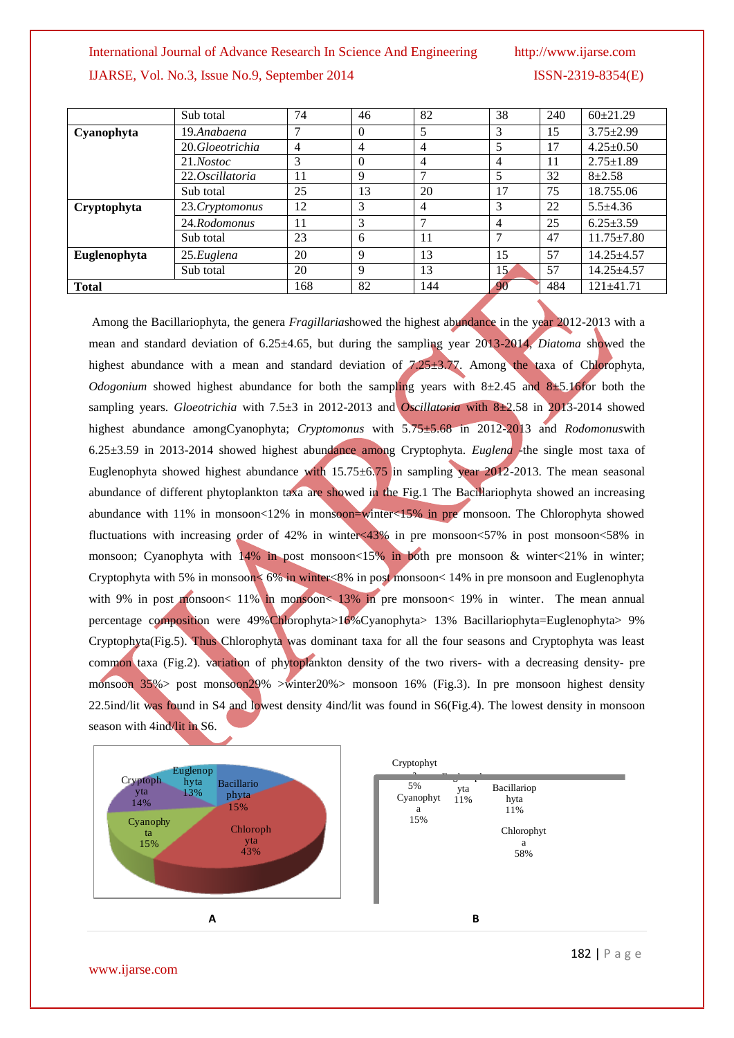|  | Sub total | 74 | 46 | 82 | 38 | 240 | 60±21.29 |
|---|---|---|---|---|---|---|---|
| **Cyanophyta** | 19.*Anabaena* | 7 | 0 | 5 | 3 | 15 | 3.75±2.99 |
|  | 20.*Gloeotrichia* | 4 | 4 | 4 | 5 | 17 | 4.25±0.50 |
|  | 21.*Nostoc* | 3 | 0 | 4 | 4 | 11 | 2.75±1.89 |
|  | 22.*Oscillatoria* | 11 | 9 | 7 | 5 | 32 | 8±2.58 |
|  | Sub total | 25 | 13 | 20 | 17 | 75 | 18.755.06 |
| **Cryptophyta** | 23.*Cryptomonus* | 12 | 3 | 4 | 3 | 22 | 5.5±4.36 |
|  | 24.*Rodomonus* | 11 | 3 | 7 | 4 | 25 | 6.25±3.59 |
|  | Sub total | 23 | 6 | 11 | 7 | 47 | 11.75±7.80 |
| **Euglenophyta** | 25.*Euglena* | 20 | 9 | 13 | 15 | 57 | 14.25±4.57 |
|  | Sub total | 20 | 9 | 13 | 15 | 57 | 14.25±4.57 |
| **Total** |  | 168 | 82 | 144 | 90 | 484 | 121±41.71 |

Among the Bacillariophyta, the genera *Fragillaria*showed the highest abundance in the year 2012-2013 with a mean and standard deviation of 6.25±4.65, but during the sampling year 2013-2014, *Diatoma* showed the highest abundance with a mean and standard deviation of 7.25±3.77. Among the taxa of Chlorophyta, *Odogonium* showed highest abundance for both the sampling years with 8±2.45 and 8±5.16for both the sampling years. *Gloeotrichia* with 7.5±3 in 2012-2013 and *Oscillatoria* with 8±2.58 in 2013-2014 showed highest abundance amongCyanophyta; *Cryptomonus* with 5.75±5.68 in 2012-2013 and *Rodomonus*with 6.25±3.59 in 2013-2014 showed highest abundance among Cryptophyta. *Euglena* -the single most taxa of Euglenophyta showed highest abundance with 15.75±6.75 in sampling year 2012-2013. The mean seasonal abundance of different phytoplankton taxa are showed in the Fig.1 The Bacillariophyta showed an increasing abundance with 11% in monsoon<12% in monsoon=winter<15% in pre monsoon. The Chlorophyta showed fluctuations with increasing order of 42% in winter<43% in pre monsoon<57% in post monsoon<58% in monsoon; Cyanophyta with 14% in post monsoon<15% in both pre monsoon & winter<21% in winter; Cryptophyta with 5% in monsoon< 6% in winter<8% in post monsoon< 14% in pre monsoon and Euglenophyta with 9% in post monsoon< 11% in monsoon< 13% in pre monsoon< 19% in winter. The mean annual percentage composition were 49%Chlorophyta>16%Cyanophyta> 13% Bacillariophyta=Euglenophyta> 9% Cryptophyta(Fig.5). Thus Chlorophyta was dominant taxa for all the four seasons and Cryptophyta was least common taxa (Fig.2). variation of phytoplankton density of the two rivers- with a decreasing density- pre monsoon 35%> post monsoon29% >winter20%> monsoon 16% (Fig.3). In pre monsoon highest density 22.5ind/lit was found in S4 and lowest density 4ind/lit was found in S6(Fig.4). The lowest density in monsoon season with 4ind/lit in S6.

Euglenophyta 13%, Bacillariophyta 15%, Cryptophyta 14%, Cyanophyta 15%, Chlorophyta 43%

A

Cryptophyta 5%, Euglenophyta 11%, Bacillariophyta 11%, Cyanophyta 15%, Chlorophyta 58%

B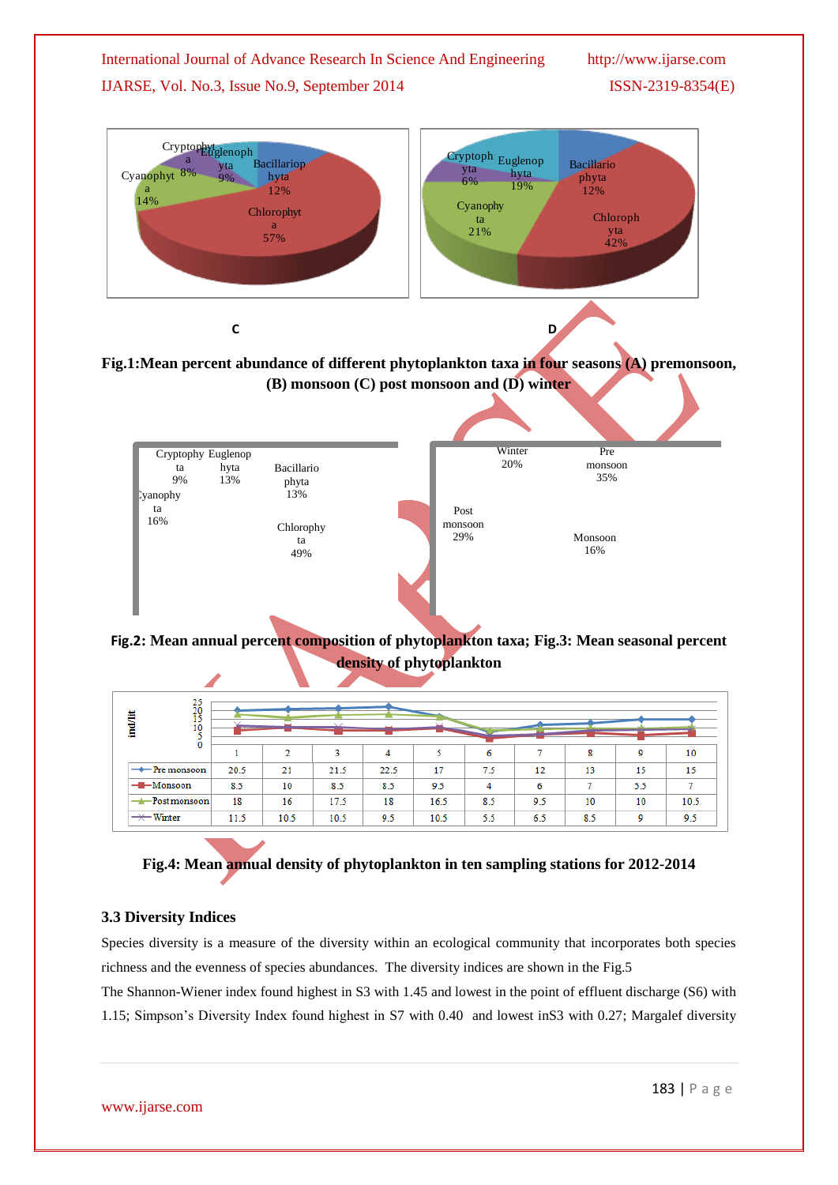Cryptophyta 8%, Euglenophyta 9%, Bacillariophyta 12%, Chlorophyta 57%, Cyanophyta 14%

Cryptophyta 6%, Euglenophyta 19%, Bacillariophyta 12%, Chlorophyta 42%, Cyanophyta 21%

C D

**Fig.1:Mean percent abundance of different phytoplankton taxa in four seasons (A) premonsoon, (B) monsoon (C) post monsoon and (D) winter**

Cryptophyta 9%, Euglenophyta 13%, Bacillariophyta 13%, Cyanophyta 16%, Chlorophyta 49%

Winter 20%, Pre monsoon 35%, Post monsoon 29%, Monsoon 16%

**Fig.2: Mean annual percent composition of phytoplankton taxa; Fig.3: Mean seasonal percent density of phytoplankton**

| ind/lit | 1 | 2 | 3 | 4 | 5 | 6 | 7 | 8 | 9 | 10 |
|---|---|---|---|---|---|---|---|---|---|---|
| Pre monsoon | 20.5 | 21 | 21.5 | 22.5 | 17 | 7.5 | 12 | 13 | 15 | 15 |
| Monsoon | 8.5 | 10 | 8.5 | 8.5 | 9.5 | 4 | 6 | 7 | 5.5 | 7 |
| Post monsoon | 18 | 16 | 17.5 | 18 | 16.5 | 8.5 | 9.5 | 10 | 10 | 10.5 |
| Winter | 11.5 | 10.5 | 10.5 | 9.5 | 10.5 | 5.5 | 6.5 | 8.5 | 9 | 9.5 |

**Fig.4: Mean annual density of phytoplankton in ten sampling stations for 2012-2014**

### 3.3 Diversity Indices

Species diversity is a measure of the diversity within an ecological community that incorporates both species richness and the evenness of species abundances. The diversity indices are shown in the Fig.5

The Shannon-Wiener index found highest in S3 with 1.45 and lowest in the point of effluent discharge (S6) with 1.15; Simpson's Diversity Index found highest in S7 with 0.40 and lowest inS3 with 0.27; Margalef diversity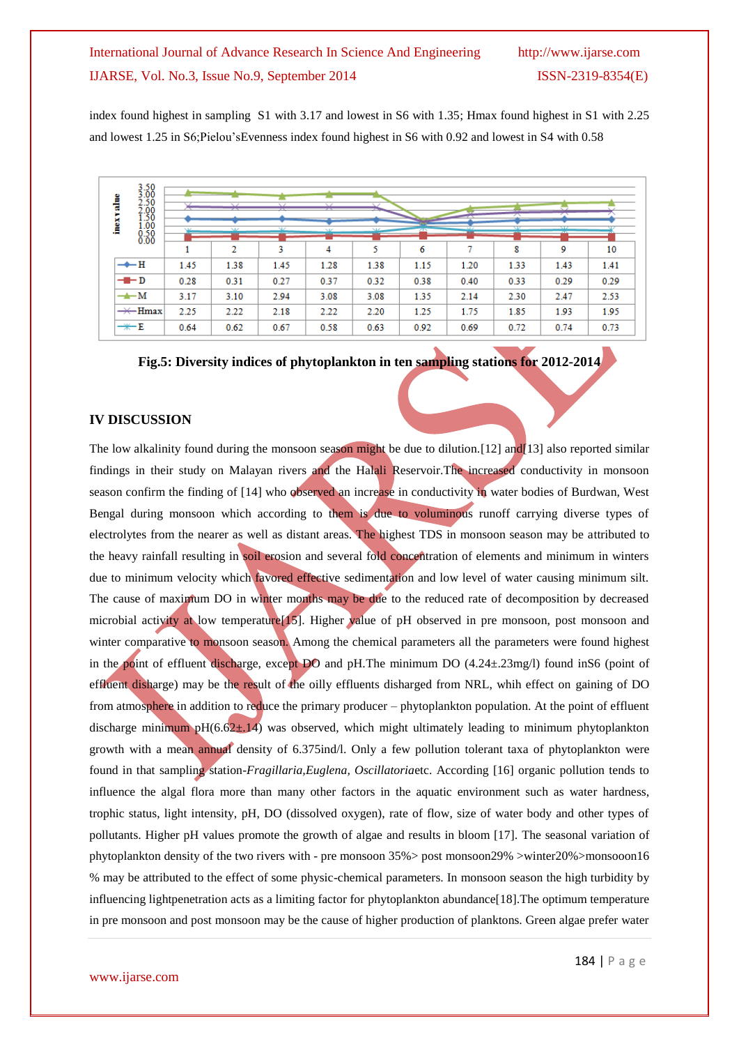index found highest in sampling S1 with 3.17 and lowest in S6 with 1.35; Hmax found highest in S1 with 2.25 and lowest 1.25 in S6;Pielou'sEvenness index found highest in S6 with 0.92 and lowest in S4 with 0.58

|  | 1 | 2 | 3 | 4 | 5 | 6 | 7 | 8 | 9 | 10 |
|---|---|---|---|---|---|---|---|---|---|---|
| H | 1.45 | 1.38 | 1.45 | 1.28 | 1.38 | 1.15 | 1.20 | 1.33 | 1.43 | 1.41 |
| D | 0.28 | 0.31 | 0.27 | 0.37 | 0.32 | 0.38 | 0.40 | 0.33 | 0.29 | 0.29 |
| M | 3.17 | 3.10 | 2.94 | 3.08 | 3.08 | 1.35 | 2.14 | 2.30 | 2.47 | 2.53 |
| Hmax | 2.25 | 2.22 | 2.18 | 2.22 | 2.20 | 1.25 | 1.75 | 1.85 | 1.93 | 1.95 |
| E | 0.64 | 0.62 | 0.67 | 0.58 | 0.63 | 0.92 | 0.69 | 0.72 | 0.74 | 0.73 |

**Fig.5: Diversity indices of phytoplankton in ten sampling stations for 2012-2014**

## IV DISCUSSION

The low alkalinity found during the monsoon season might be due to dilution.[12] and[13] also reported similar findings in their study on Malayan rivers and the Halali Reservoir.The increased conductivity in monsoon season confirm the finding of [14] who observed an increase in conductivity in water bodies of Burdwan, West Bengal during monsoon which according to them is due to voluminous runoff carrying diverse types of electrolytes from the nearer as well as distant areas. The highest TDS in monsoon season may be attributed to the heavy rainfall resulting in soil erosion and several fold concentration of elements and minimum in winters due to minimum velocity which favored effective sedimentation and low level of water causing minimum silt. The cause of maximum DO in winter months may be due to the reduced rate of decomposition by decreased microbial activity at low temperature[15]. Higher value of pH observed in pre monsoon, post monsoon and winter comparative to monsoon season. Among the chemical parameters all the parameters were found highest in the point of effluent discharge, except DO and pH.The minimum DO (4.24±.23mg/l) found inS6 (point of effluent disharge) may be the result of the oilly effluents disharged from NRL, whih effect on gaining of DO from atmosphere in addition to reduce the primary producer – phytoplankton population. At the point of effluent discharge minimum pH(6.62±.14) was observed, which might ultimately leading to minimum phytoplankton growth with a mean annual density of 6.375ind/l. Only a few pollution tolerant taxa of phytoplankton were found in that sampling station-*Fragillaria,Euglena, Oscillatoria*etc. According [16] organic pollution tends to influence the algal flora more than many other factors in the aquatic environment such as water hardness, trophic status, light intensity, pH, DO (dissolved oxygen), rate of flow, size of water body and other types of pollutants. Higher pH values promote the growth of algae and results in bloom [17]. The seasonal variation of phytoplankton density of the two rivers with - pre monsoon 35%> post monsoon29% >winter20%>monsooon16 % may be attributed to the effect of some physic-chemical parameters. In monsoon season the high turbidity by influencing lightpenetration acts as a limiting factor for phytoplankton abundance[18].The optimum temperature in pre monsoon and post monsoon may be the cause of higher production of planktons. Green algae prefer water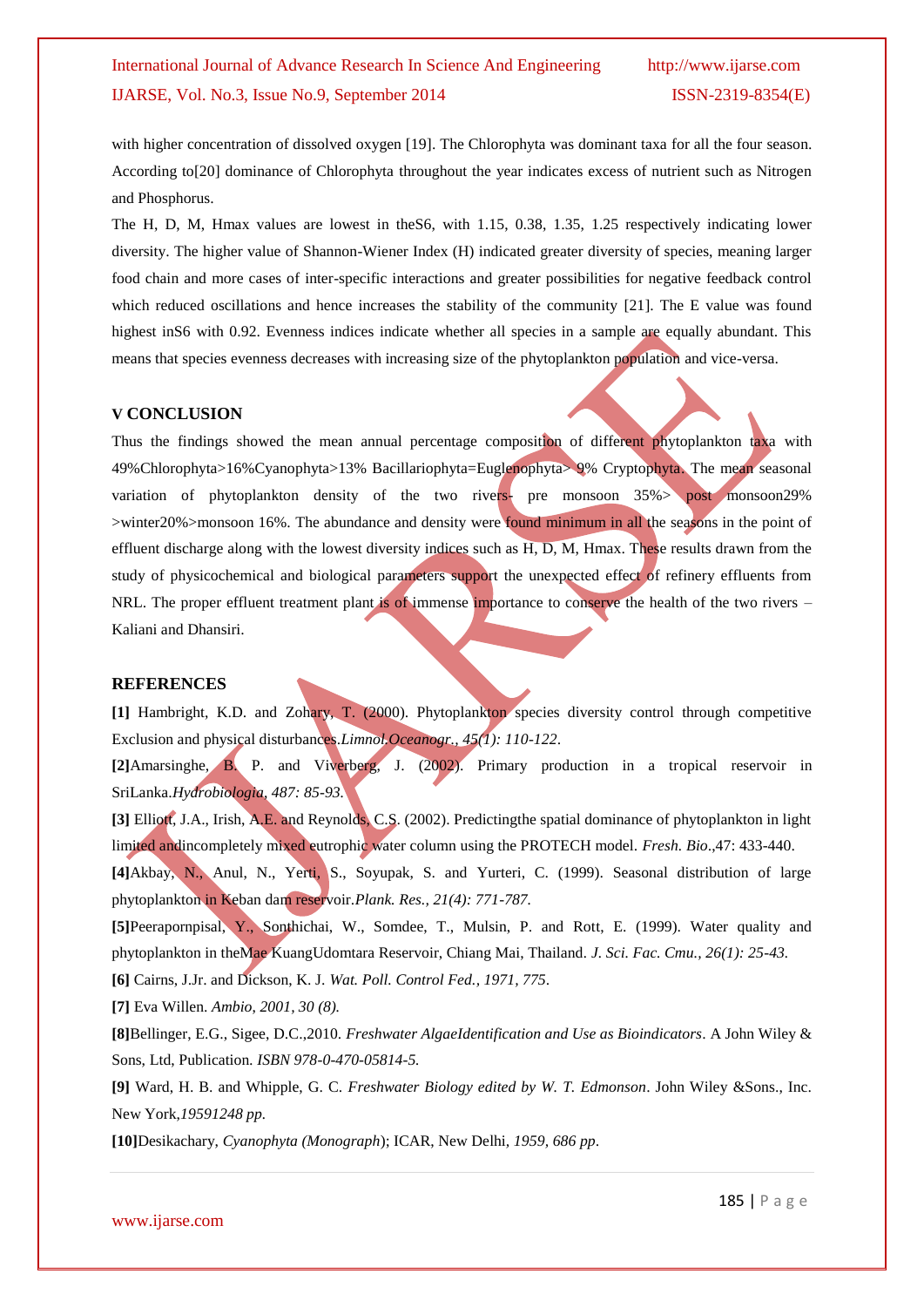with higher concentration of dissolved oxygen [19]. The Chlorophyta was dominant taxa for all the four season. According to[20] dominance of Chlorophyta throughout the year indicates excess of nutrient such as Nitrogen and Phosphorus.

The H, D, M, Hmax values are lowest in theS6, with 1.15, 0.38, 1.35, 1.25 respectively indicating lower diversity. The higher value of Shannon-Wiener Index (H) indicated greater diversity of species, meaning larger food chain and more cases of inter-specific interactions and greater possibilities for negative feedback control which reduced oscillations and hence increases the stability of the community [21]. The E value was found highest inS6 with 0.92. Evenness indices indicate whether all species in a sample are equally abundant. This means that species evenness decreases with increasing size of the phytoplankton population and vice-versa.

## V CONCLUSION

Thus the findings showed the mean annual percentage composition of different phytoplankton taxa with 49%Chlorophyta>16%Cyanophyta>13% Bacillariophyta=Euglenophyta> 9% Cryptophyta. The mean seasonal variation of phytoplankton density of the two rivers- pre monsoon 35%> post monsoon29% >winter20%>monsoon 16%. The abundance and density were found minimum in all the seasons in the point of effluent discharge along with the lowest diversity indices such as H, D, M, Hmax. These results drawn from the study of physicochemical and biological parameters support the unexpected effect of refinery effluents from NRL. The proper effluent treatment plant is of immense importance to conserve the health of the two rivers – Kaliani and Dhansiri.

## REFERENCES

**[1]** Hambright, K.D. and Zohary, T. (2000). Phytoplankton species diversity control through competitive Exclusion and physical disturbances.*Limnol.Oceanogr., 45(1): 110-122*.

**[2]**Amarsinghe, B. P. and Viverberg, J. (2002). Primary production in a tropical reservoir in SriLanka.*Hydrobiologia, 487: 85-93.*

**[3]** Elliott, J.A., Irish, A.E. and Reynolds, C.S. (2002). Predictingthe spatial dominance of phytoplankton in light limited andincompletely mixed eutrophic water column using the PROTECH model. *Fresh. Bio*.,47: 433-440.

**[4]**Akbay, N., Anul, N., Yerti, S., Soyupak, S. and Yurteri, C. (1999). Seasonal distribution of large phytoplankton in Keban dam reservoir.*Plank. Res., 21(4): 771-787.*

**[5]**Peerapornpisal, Y., Sonthichai, W., Somdee, T., Mulsin, P. and Rott, E. (1999). Water quality and phytoplankton in theMae KuangUdomtara Reservoir, Chiang Mai, Thailand. *J. Sci. Fac. Cmu., 26(1): 25-43.*

**[6]** Cairns, J.Jr. and Dickson, K. J. *Wat. Poll. Control Fed., 1971, 775*.

**[7]** Eva Willen. *Ambio, 2001, 30 (8).*

**[8]**Bellinger, E.G., Sigee, D.C.,2010. *Freshwater AlgaeIdentification and Use as Bioindicators*. A John Wiley & Sons, Ltd, Publication. *ISBN 978-0-470-05814-5.*

**[9]** Ward, H. B. and Whipple, G. C. *Freshwater Biology edited by W. T. Edmonson*. John Wiley &Sons., Inc. New York,*19591248 pp.*

**[10]**Desikachary, *Cyanophyta (Monograph*); ICAR, New Delhi, *1959, 686 pp*.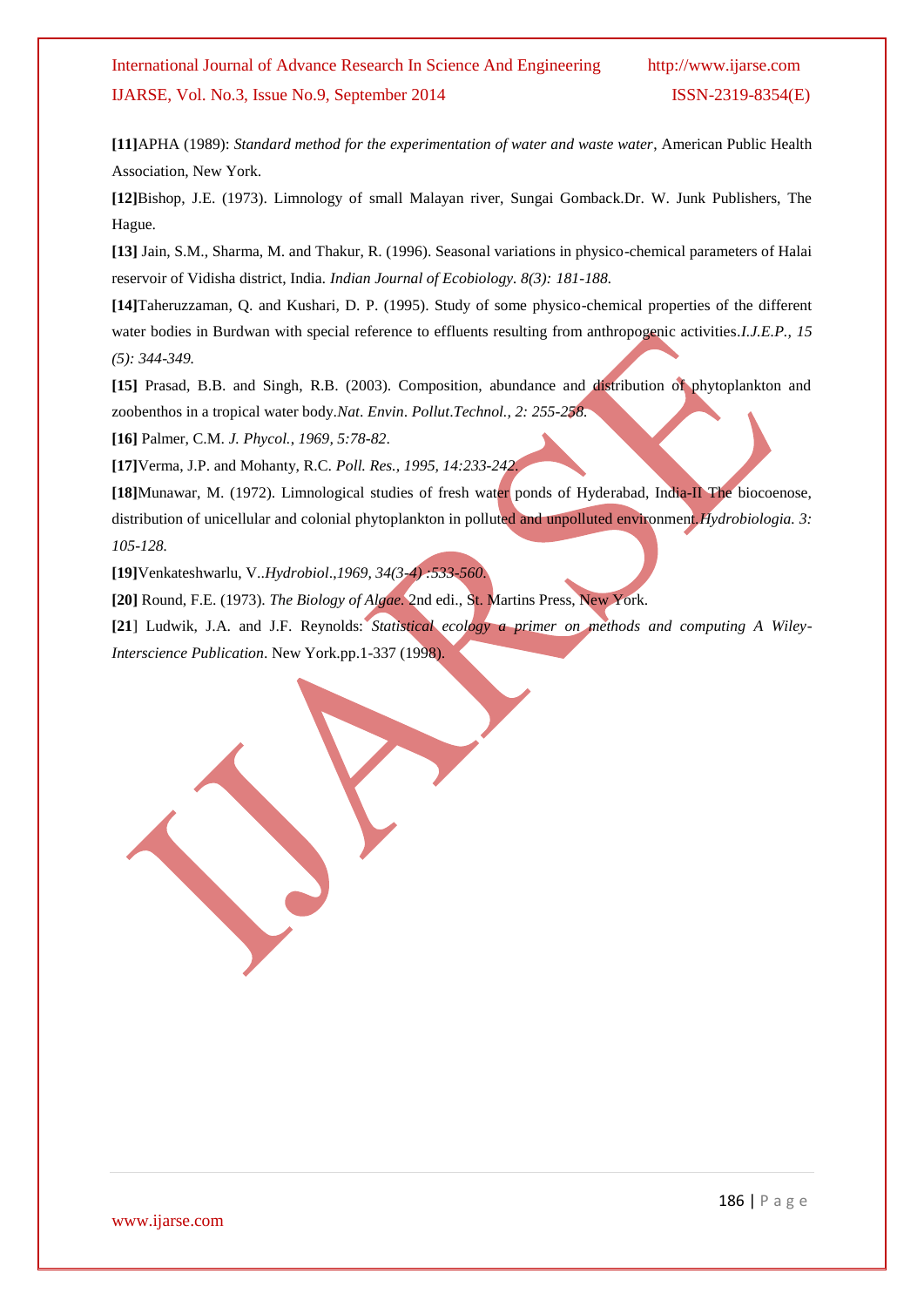**[11]**APHA (1989): *Standard method for the experimentation of water and waste water*, American Public Health Association, New York.

**[12]**Bishop, J.E. (1973). Limnology of small Malayan river, Sungai Gomback.Dr. W. Junk Publishers, The Hague.

**[13]** Jain, S.M., Sharma, M. and Thakur, R. (1996). Seasonal variations in physico-chemical parameters of Halai reservoir of Vidisha district, India. *Indian Journal of Ecobiology. 8(3): 181-188.*

**[14]**Taheruzzaman, Q. and Kushari, D. P. (1995). Study of some physico-chemical properties of the different water bodies in Burdwan with special reference to effluents resulting from anthropogenic activities.*I.J.E.P., 15 (5): 344-349.*

**[15]** Prasad, B.B. and Singh, R.B. (2003). Composition, abundance and distribution of phytoplankton and zoobenthos in a tropical water body.*Nat*. *Envin*. *Pollut.Technol., 2: 255-258.*

**[16]** Palmer, C.M. *J. Phycol., 1969, 5:78-82*.

**[17]**Verma, J.P. and Mohanty, R.C. *Poll. Res., 1995, 14:233-242*.

**[18]**Munawar, M. (1972). Limnological studies of fresh water ponds of Hyderabad, India-II The biocoenose, distribution of unicellular and colonial phytoplankton in polluted and unpolluted environment.*Hydrobiologia. 3: 105-128.*

**[19]**Venkateshwarlu, V..*Hydrobiol.,1969, 34(3-4) :533-560*.

**[20]** Round, F.E. (1973). *The Biology of Algae.* 2nd edi., St. Martins Press, New York.

**[21**] Ludwik, J.A. and J.F. Reynolds: *Statistical ecology a primer on methods and computing A Wiley-Interscience Publication*. New York.pp.1-337 (1998).